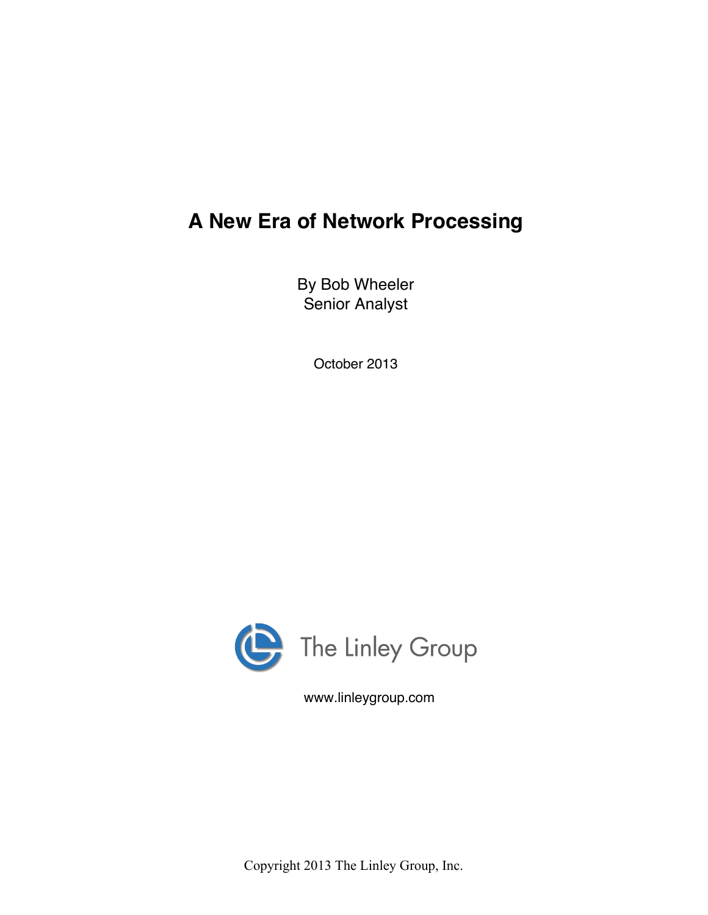# A New Era of Network Processing

By Bob Wheeler
Senior Analyst

October 2013

The Linley Group

www.linleygroup.com

Copyright 2013 The Linley Group, Inc.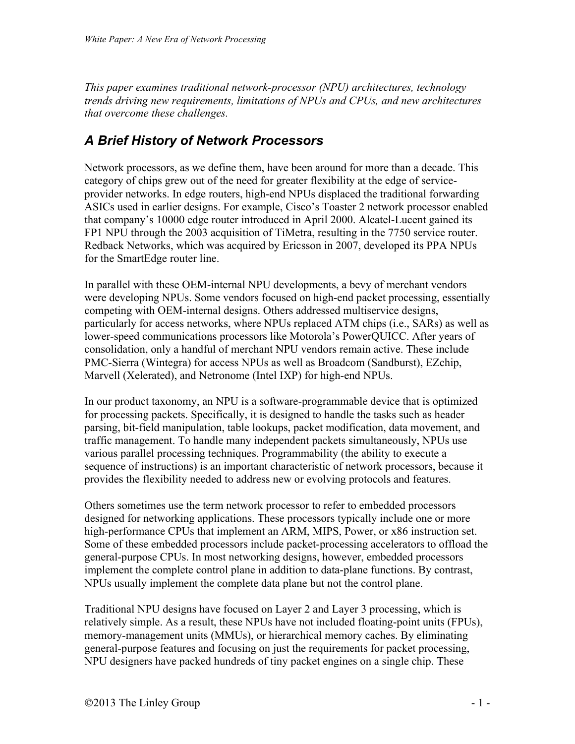*This paper examines traditional network-processor (NPU) architectures, technology trends driving new requirements, limitations of NPUs and CPUs, and new architectures that overcome these challenges.*

## *A Brief History of Network Processors*

Network processors, as we define them, have been around for more than a decade. This category of chips grew out of the need for greater flexibility at the edge of service-provider networks. In edge routers, high-end NPUs displaced the traditional forwarding ASICs used in earlier designs. For example, Cisco's Toaster 2 network processor enabled that company's 10000 edge router introduced in April 2000. Alcatel-Lucent gained its FP1 NPU through the 2003 acquisition of TiMetra, resulting in the 7750 service router. Redback Networks, which was acquired by Ericsson in 2007, developed its PPA NPUs for the SmartEdge router line.

In parallel with these OEM-internal NPU developments, a bevy of merchant vendors were developing NPUs. Some vendors focused on high-end packet processing, essentially competing with OEM-internal designs. Others addressed multiservice designs, particularly for access networks, where NPUs replaced ATM chips (i.e., SARs) as well as lower-speed communications processors like Motorola's PowerQUICC. After years of consolidation, only a handful of merchant NPU vendors remain active. These include PMC-Sierra (Wintegra) for access NPUs as well as Broadcom (Sandburst), EZchip, Marvell (Xelerated), and Netronome (Intel IXP) for high-end NPUs.

In our product taxonomy, an NPU is a software-programmable device that is optimized for processing packets. Specifically, it is designed to handle the tasks such as header parsing, bit-field manipulation, table lookups, packet modification, data movement, and traffic management. To handle many independent packets simultaneously, NPUs use various parallel processing techniques. Programmability (the ability to execute a sequence of instructions) is an important characteristic of network processors, because it provides the flexibility needed to address new or evolving protocols and features.

Others sometimes use the term network processor to refer to embedded processors designed for networking applications. These processors typically include one or more high-performance CPUs that implement an ARM, MIPS, Power, or x86 instruction set. Some of these embedded processors include packet-processing accelerators to offload the general-purpose CPUs. In most networking designs, however, embedded processors implement the complete control plane in addition to data-plane functions. By contrast, NPUs usually implement the complete data plane but not the control plane.

Traditional NPU designs have focused on Layer 2 and Layer 3 processing, which is relatively simple. As a result, these NPUs have not included floating-point units (FPUs), memory-management units (MMUs), or hierarchical memory caches. By eliminating general-purpose features and focusing on just the requirements for packet processing, NPU designers have packed hundreds of tiny packet engines on a single chip. These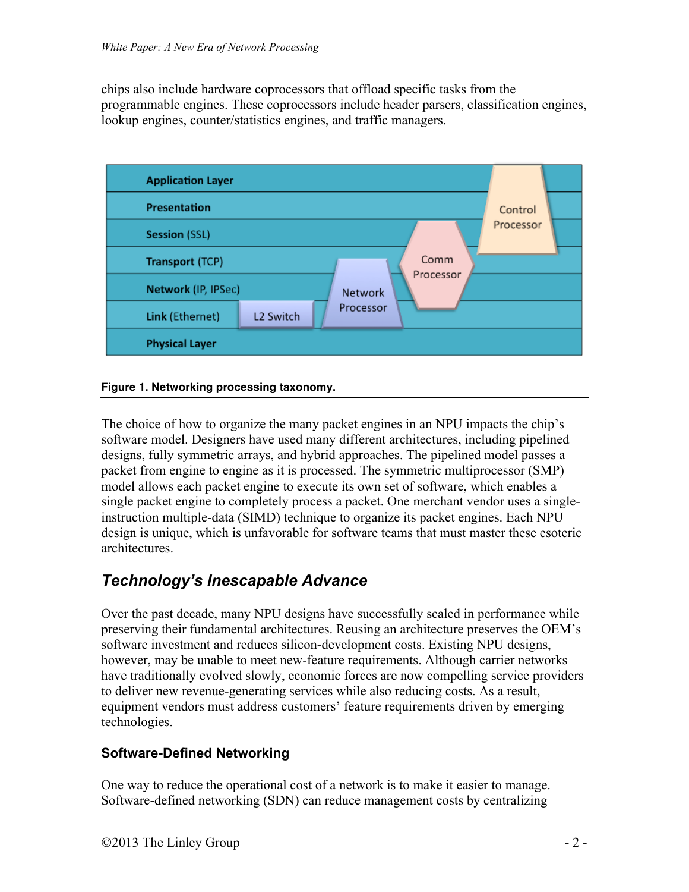chips also include hardware coprocessors that offload specific tasks from the programmable engines. These coprocessors include header parsers, classification engines, lookup engines, counter/statistics engines, and traffic managers.

**Figure 1. Networking processing taxonomy.**

The choice of how to organize the many packet engines in an NPU impacts the chip's software model. Designers have used many different architectures, including pipelined designs, fully symmetric arrays, and hybrid approaches. The pipelined model passes a packet from engine to engine as it is processed. The symmetric multiprocessor (SMP) model allows each packet engine to execute its own set of software, which enables a single packet engine to completely process a packet. One merchant vendor uses a single-instruction multiple-data (SIMD) technique to organize its packet engines. Each NPU design is unique, which is unfavorable for software teams that must master these esoteric architectures.

## *Technology's Inescapable Advance*

Over the past decade, many NPU designs have successfully scaled in performance while preserving their fundamental architectures. Reusing an architecture preserves the OEM's software investment and reduces silicon-development costs. Existing NPU designs, however, may be unable to meet new-feature requirements. Although carrier networks have traditionally evolved slowly, economic forces are now compelling service providers to deliver new revenue-generating services while also reducing costs. As a result, equipment vendors must address customers' feature requirements driven by emerging technologies.

### Software-Defined Networking

One way to reduce the operational cost of a network is to make it easier to manage. Software-defined networking (SDN) can reduce management costs by centralizing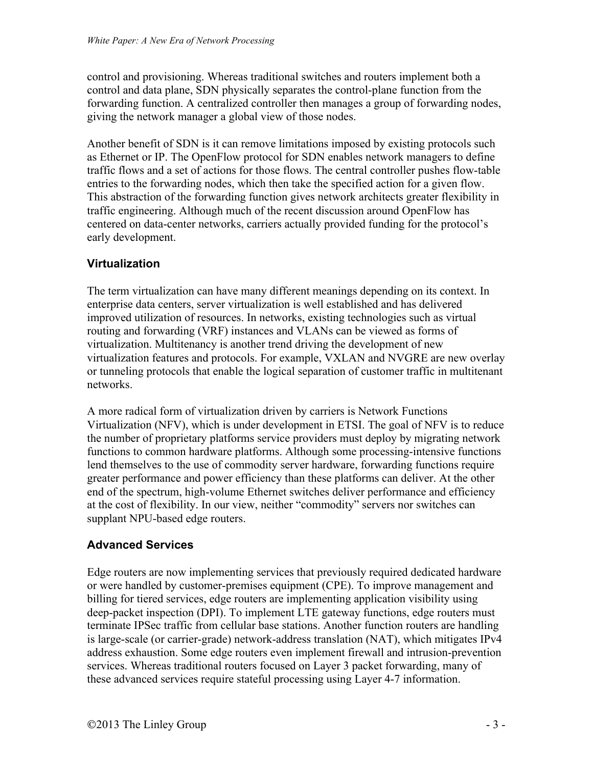control and provisioning. Whereas traditional switches and routers implement both a control and data plane, SDN physically separates the control-plane function from the forwarding function. A centralized controller then manages a group of forwarding nodes, giving the network manager a global view of those nodes.

Another benefit of SDN is it can remove limitations imposed by existing protocols such as Ethernet or IP. The OpenFlow protocol for SDN enables network managers to define traffic flows and a set of actions for those flows. The central controller pushes flow-table entries to the forwarding nodes, which then take the specified action for a given flow. This abstraction of the forwarding function gives network architects greater flexibility in traffic engineering. Although much of the recent discussion around OpenFlow has centered on data-center networks, carriers actually provided funding for the protocol's early development.

## Virtualization

The term virtualization can have many different meanings depending on its context. In enterprise data centers, server virtualization is well established and has delivered improved utilization of resources. In networks, existing technologies such as virtual routing and forwarding (VRF) instances and VLANs can be viewed as forms of virtualization. Multitenancy is another trend driving the development of new virtualization features and protocols. For example, VXLAN and NVGRE are new overlay or tunneling protocols that enable the logical separation of customer traffic in multitenant networks.

A more radical form of virtualization driven by carriers is Network Functions Virtualization (NFV), which is under development in ETSI. The goal of NFV is to reduce the number of proprietary platforms service providers must deploy by migrating network functions to common hardware platforms. Although some processing-intensive functions lend themselves to the use of commodity server hardware, forwarding functions require greater performance and power efficiency than these platforms can deliver. At the other end of the spectrum, high-volume Ethernet switches deliver performance and efficiency at the cost of flexibility. In our view, neither "commodity" servers nor switches can supplant NPU-based edge routers.

## Advanced Services

Edge routers are now implementing services that previously required dedicated hardware or were handled by customer-premises equipment (CPE). To improve management and billing for tiered services, edge routers are implementing application visibility using deep-packet inspection (DPI). To implement LTE gateway functions, edge routers must terminate IPSec traffic from cellular base stations. Another function routers are handling is large-scale (or carrier-grade) network-address translation (NAT), which mitigates IPv4 address exhaustion. Some edge routers even implement firewall and intrusion-prevention services. Whereas traditional routers focused on Layer 3 packet forwarding, many of these advanced services require stateful processing using Layer 4-7 information.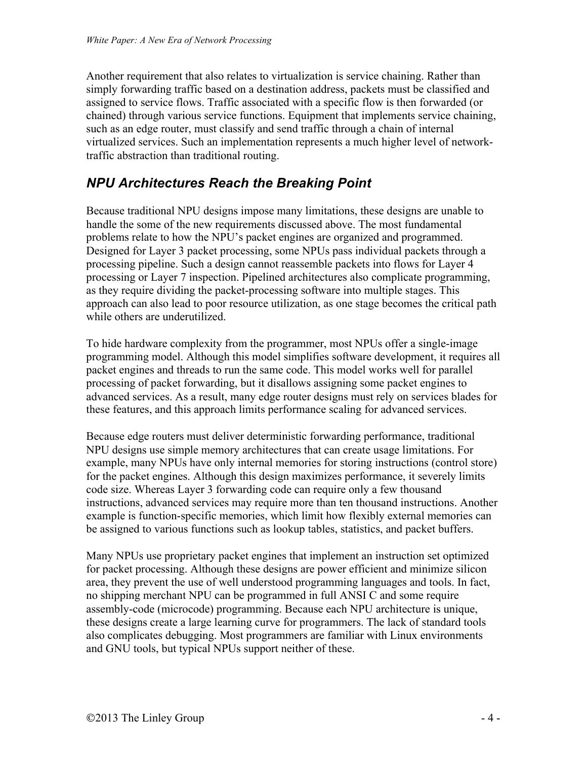Another requirement that also relates to virtualization is service chaining. Rather than simply forwarding traffic based on a destination address, packets must be classified and assigned to service flows. Traffic associated with a specific flow is then forwarded (or chained) through various service functions. Equipment that implements service chaining, such as an edge router, must classify and send traffic through a chain of internal virtualized services. Such an implementation represents a much higher level of network-traffic abstraction than traditional routing.

## *NPU Architectures Reach the Breaking Point*

Because traditional NPU designs impose many limitations, these designs are unable to handle the some of the new requirements discussed above. The most fundamental problems relate to how the NPU's packet engines are organized and programmed. Designed for Layer 3 packet processing, some NPUs pass individual packets through a processing pipeline. Such a design cannot reassemble packets into flows for Layer 4 processing or Layer 7 inspection. Pipelined architectures also complicate programming, as they require dividing the packet-processing software into multiple stages. This approach can also lead to poor resource utilization, as one stage becomes the critical path while others are underutilized.

To hide hardware complexity from the programmer, most NPUs offer a single-image programming model. Although this model simplifies software development, it requires all packet engines and threads to run the same code. This model works well for parallel processing of packet forwarding, but it disallows assigning some packet engines to advanced services. As a result, many edge router designs must rely on services blades for these features, and this approach limits performance scaling for advanced services.

Because edge routers must deliver deterministic forwarding performance, traditional NPU designs use simple memory architectures that can create usage limitations. For example, many NPUs have only internal memories for storing instructions (control store) for the packet engines. Although this design maximizes performance, it severely limits code size. Whereas Layer 3 forwarding code can require only a few thousand instructions, advanced services may require more than ten thousand instructions. Another example is function-specific memories, which limit how flexibly external memories can be assigned to various functions such as lookup tables, statistics, and packet buffers.

Many NPUs use proprietary packet engines that implement an instruction set optimized for packet processing. Although these designs are power efficient and minimize silicon area, they prevent the use of well understood programming languages and tools. In fact, no shipping merchant NPU can be programmed in full ANSI C and some require assembly-code (microcode) programming. Because each NPU architecture is unique, these designs create a large learning curve for programmers. The lack of standard tools also complicates debugging. Most programmers are familiar with Linux environments and GNU tools, but typical NPUs support neither of these.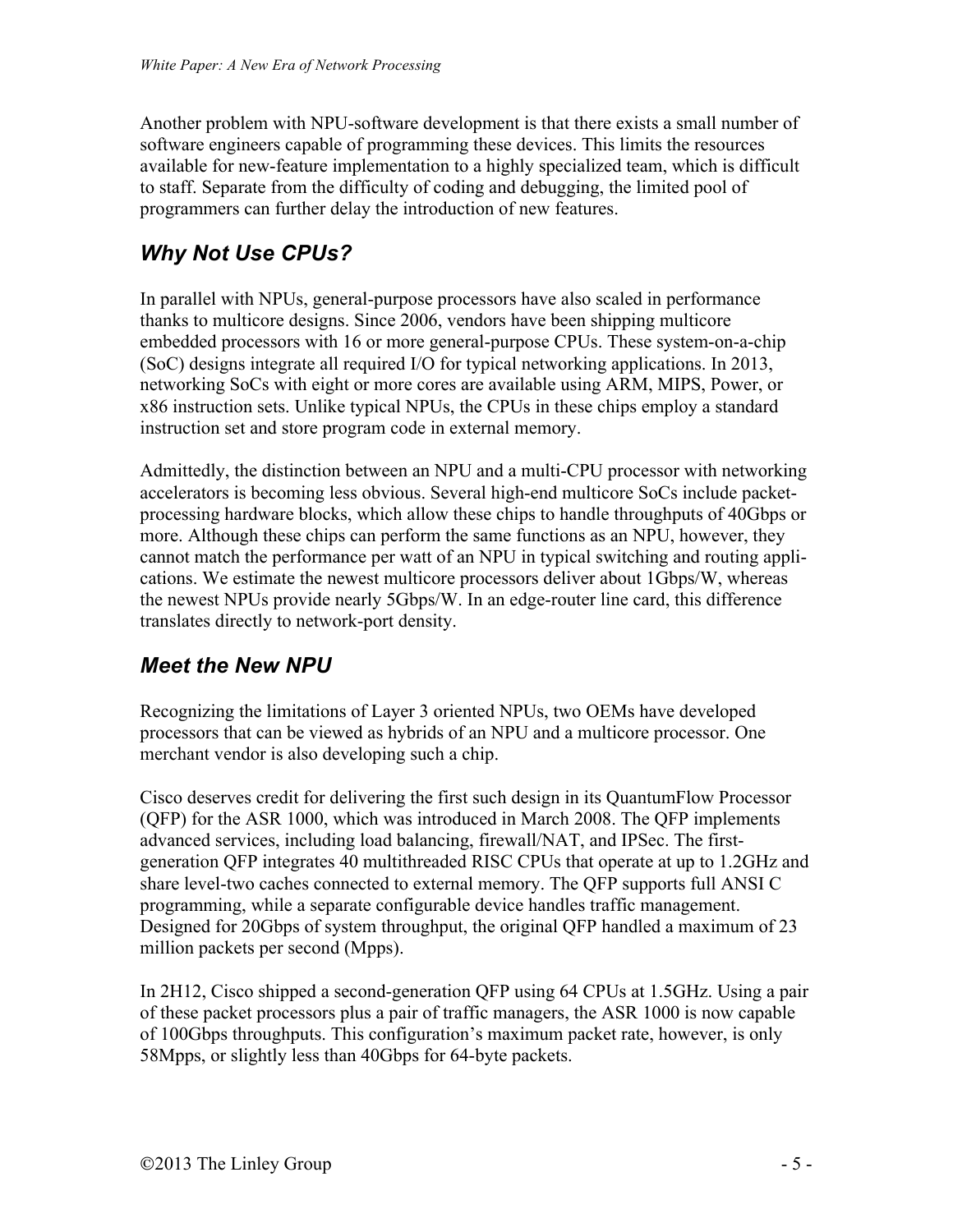Another problem with NPU-software development is that there exists a small number of software engineers capable of programming these devices. This limits the resources available for new-feature implementation to a highly specialized team, which is difficult to staff. Separate from the difficulty of coding and debugging, the limited pool of programmers can further delay the introduction of new features.

## *Why Not Use CPUs?*

In parallel with NPUs, general-purpose processors have also scaled in performance thanks to multicore designs. Since 2006, vendors have been shipping multicore embedded processors with 16 or more general-purpose CPUs. These system-on-a-chip (SoC) designs integrate all required I/O for typical networking applications. In 2013, networking SoCs with eight or more cores are available using ARM, MIPS, Power, or x86 instruction sets. Unlike typical NPUs, the CPUs in these chips employ a standard instruction set and store program code in external memory.

Admittedly, the distinction between an NPU and a multi-CPU processor with networking accelerators is becoming less obvious. Several high-end multicore SoCs include packet-processing hardware blocks, which allow these chips to handle throughputs of 40Gbps or more. Although these chips can perform the same functions as an NPU, however, they cannot match the performance per watt of an NPU in typical switching and routing applications. We estimate the newest multicore processors deliver about 1Gbps/W, whereas the newest NPUs provide nearly 5Gbps/W. In an edge-router line card, this difference translates directly to network-port density.

## *Meet the New NPU*

Recognizing the limitations of Layer 3 oriented NPUs, two OEMs have developed processors that can be viewed as hybrids of an NPU and a multicore processor. One merchant vendor is also developing such a chip.

Cisco deserves credit for delivering the first such design in its QuantumFlow Processor (QFP) for the ASR 1000, which was introduced in March 2008. The QFP implements advanced services, including load balancing, firewall/NAT, and IPSec. The first-generation QFP integrates 40 multithreaded RISC CPUs that operate at up to 1.2GHz and share level-two caches connected to external memory. The QFP supports full ANSI C programming, while a separate configurable device handles traffic management. Designed for 20Gbps of system throughput, the original QFP handled a maximum of 23 million packets per second (Mpps).

In 2H12, Cisco shipped a second-generation QFP using 64 CPUs at 1.5GHz. Using a pair of these packet processors plus a pair of traffic managers, the ASR 1000 is now capable of 100Gbps throughputs. This configuration's maximum packet rate, however, is only 58Mpps, or slightly less than 40Gbps for 64-byte packets.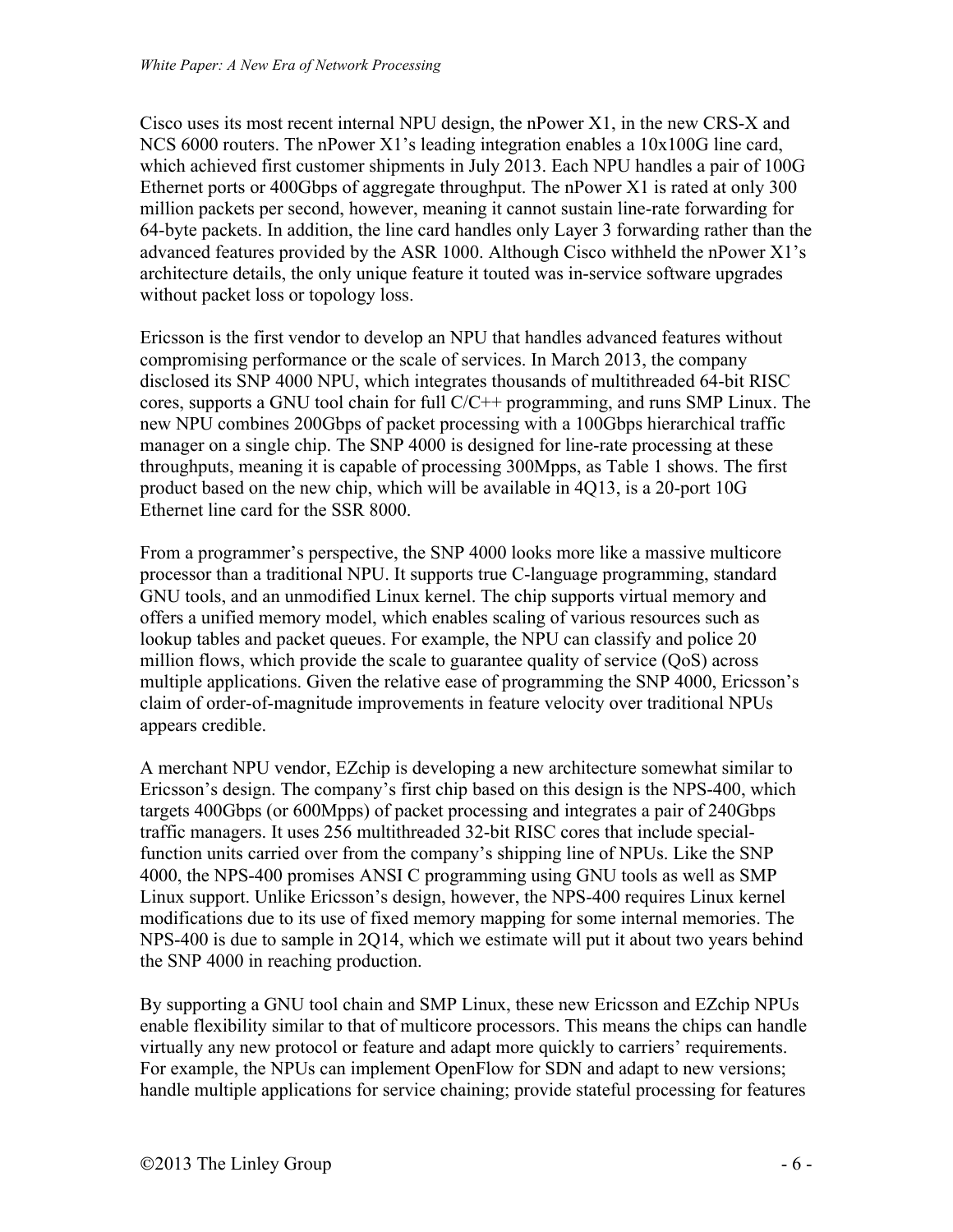Cisco uses its most recent internal NPU design, the nPower X1, in the new CRS-X and NCS 6000 routers. The nPower X1's leading integration enables a 10x100G line card, which achieved first customer shipments in July 2013. Each NPU handles a pair of 100G Ethernet ports or 400Gbps of aggregate throughput. The nPower X1 is rated at only 300 million packets per second, however, meaning it cannot sustain line-rate forwarding for 64-byte packets. In addition, the line card handles only Layer 3 forwarding rather than the advanced features provided by the ASR 1000. Although Cisco withheld the nPower X1's architecture details, the only unique feature it touted was in-service software upgrades without packet loss or topology loss.

Ericsson is the first vendor to develop an NPU that handles advanced features without compromising performance or the scale of services. In March 2013, the company disclosed its SNP 4000 NPU, which integrates thousands of multithreaded 64-bit RISC cores, supports a GNU tool chain for full C/C++ programming, and runs SMP Linux. The new NPU combines 200Gbps of packet processing with a 100Gbps hierarchical traffic manager on a single chip. The SNP 4000 is designed for line-rate processing at these throughputs, meaning it is capable of processing 300Mpps, as Table 1 shows. The first product based on the new chip, which will be available in 4Q13, is a 20-port 10G Ethernet line card for the SSR 8000.

From a programmer's perspective, the SNP 4000 looks more like a massive multicore processor than a traditional NPU. It supports true C-language programming, standard GNU tools, and an unmodified Linux kernel. The chip supports virtual memory and offers a unified memory model, which enables scaling of various resources such as lookup tables and packet queues. For example, the NPU can classify and police 20 million flows, which provide the scale to guarantee quality of service (QoS) across multiple applications. Given the relative ease of programming the SNP 4000, Ericsson's claim of order-of-magnitude improvements in feature velocity over traditional NPUs appears credible.

A merchant NPU vendor, EZchip is developing a new architecture somewhat similar to Ericsson's design. The company's first chip based on this design is the NPS-400, which targets 400Gbps (or 600Mpps) of packet processing and integrates a pair of 240Gbps traffic managers. It uses 256 multithreaded 32-bit RISC cores that include special-function units carried over from the company's shipping line of NPUs. Like the SNP 4000, the NPS-400 promises ANSI C programming using GNU tools as well as SMP Linux support. Unlike Ericsson's design, however, the NPS-400 requires Linux kernel modifications due to its use of fixed memory mapping for some internal memories. The NPS-400 is due to sample in 2Q14, which we estimate will put it about two years behind the SNP 4000 in reaching production.

By supporting a GNU tool chain and SMP Linux, these new Ericsson and EZchip NPUs enable flexibility similar to that of multicore processors. This means the chips can handle virtually any new protocol or feature and adapt more quickly to carriers' requirements. For example, the NPUs can implement OpenFlow for SDN and adapt to new versions; handle multiple applications for service chaining; provide stateful processing for features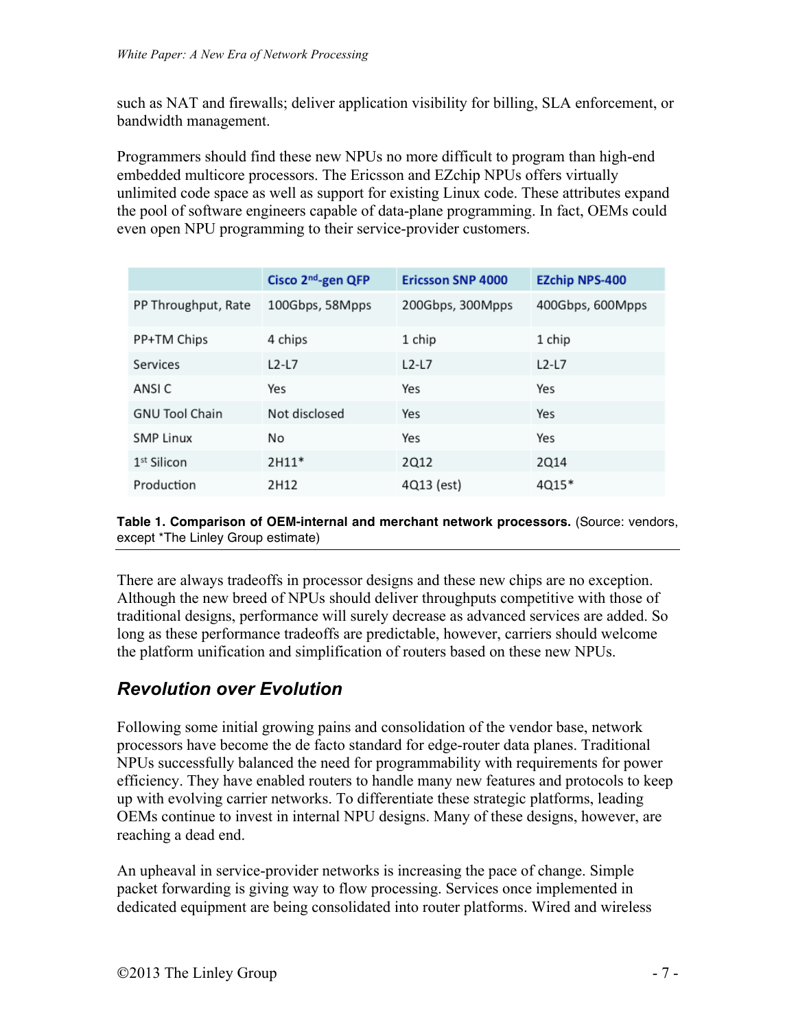such as NAT and firewalls; deliver application visibility for billing, SLA enforcement, or bandwidth management.

Programmers should find these new NPUs no more difficult to program than high-end embedded multicore processors. The Ericsson and EZchip NPUs offers virtually unlimited code space as well as support for existing Linux code. These attributes expand the pool of software engineers capable of data-plane programming. In fact, OEMs could even open NPU programming to their service-provider customers.

| | Cisco 2nd-gen QFP | Ericsson SNP 4000 | EZchip NPS-400 |
|---|---|---|---|
| PP Throughput, Rate | 100Gbps, 58Mpps | 200Gbps, 300Mpps | 400Gbps, 600Mpps |
| PP+TM Chips | 4 chips | 1 chip | 1 chip |
| Services | L2-L7 | L2-L7 | L2-L7 |
| ANSI C | Yes | Yes | Yes |
| GNU Tool Chain | Not disclosed | Yes | Yes |
| SMP Linux | No | Yes | Yes |
| 1st Silicon | 2H11* | 2Q12 | 2Q14 |
| Production | 2H12 | 4Q13 (est) | 4Q15* |

**Table 1. Comparison of OEM-internal and merchant network processors.** (Source: vendors, except *The Linley Group estimate)

There are always tradeoffs in processor designs and these new chips are no exception. Although the new breed of NPUs should deliver throughputs competitive with those of traditional designs, performance will surely decrease as advanced services are added. So long as these performance tradeoffs are predictable, however, carriers should welcome the platform unification and simplification of routers based on these new NPUs.

## *Revolution over Evolution*

Following some initial growing pains and consolidation of the vendor base, network processors have become the de facto standard for edge-router data planes. Traditional NPUs successfully balanced the need for programmability with requirements for power efficiency. They have enabled routers to handle many new features and protocols to keep up with evolving carrier networks. To differentiate these strategic platforms, leading OEMs continue to invest in internal NPU designs. Many of these designs, however, are reaching a dead end.

An upheaval in service-provider networks is increasing the pace of change. Simple packet forwarding is giving way to flow processing. Services once implemented in dedicated equipment are being consolidated into router platforms. Wired and wireless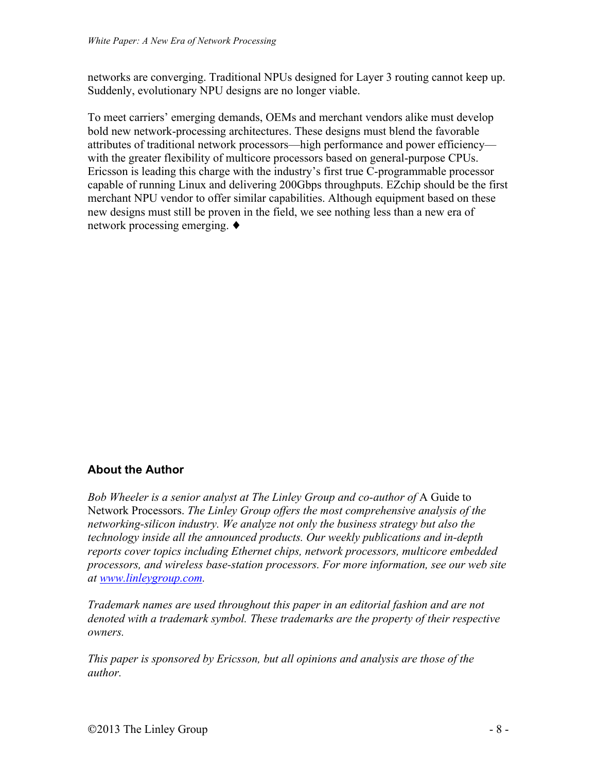networks are converging. Traditional NPUs designed for Layer 3 routing cannot keep up. Suddenly, evolutionary NPU designs are no longer viable.

To meet carriers' emerging demands, OEMs and merchant vendors alike must develop bold new network-processing architectures. These designs must blend the favorable attributes of traditional network processors—high performance and power efficiency—with the greater flexibility of multicore processors based on general-purpose CPUs. Ericsson is leading this charge with the industry's first true C-programmable processor capable of running Linux and delivering 200Gbps throughputs. EZchip should be the first merchant NPU vendor to offer similar capabilities. Although equipment based on these new designs must still be proven in the field, we see nothing less than a new era of network processing emerging. ♦

## About the Author

*Bob Wheeler is a senior analyst at The Linley Group and co-author of* A Guide to Network Processors. *The Linley Group offers the most comprehensive analysis of the networking-silicon industry. We analyze not only the business strategy but also the technology inside all the announced products. Our weekly publications and in-depth reports cover topics including Ethernet chips, network processors, multicore embedded processors, and wireless base-station processors. For more information, see our web site at [www.linleygroup.com](http://www.linleygroup.com).*

*Trademark names are used throughout this paper in an editorial fashion and are not denoted with a trademark symbol. These trademarks are the property of their respective owners.*

*This paper is sponsored by Ericsson, but all opinions and analysis are those of the author.*

©2013 The Linley Group